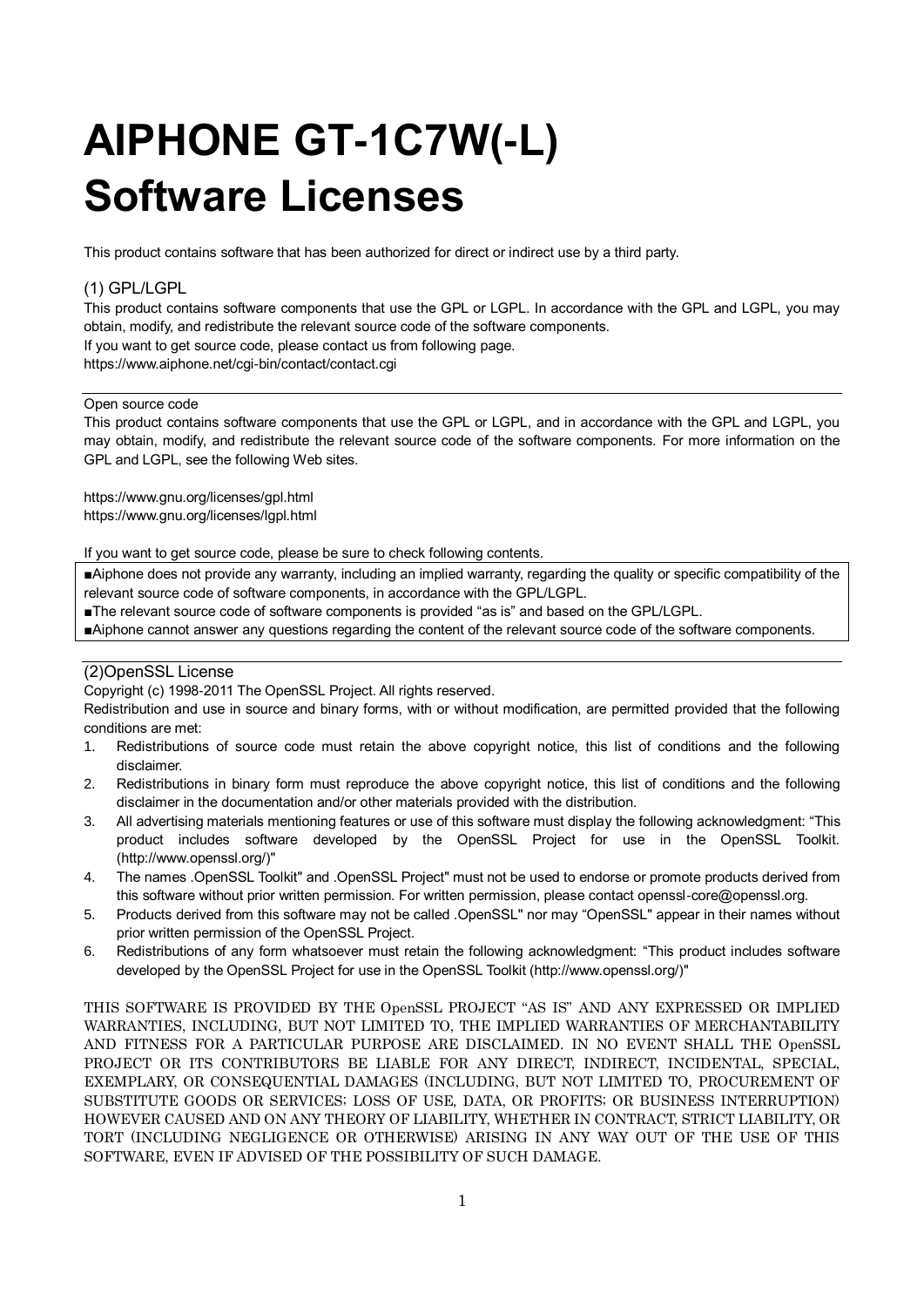# AIPHONE GT-1C7W(-L) Software Licenses

This product contains software that has been authorized for direct or indirect use by a third party.

## (1) GPL/LGPL

This product contains software components that use the GPL or LGPL. In accordance with the GPL and LGPL, you may obtain, modify, and redistribute the relevant source code of the software components.
If you want to get source code, please contact us from following page.
https://www.aiphone.net/cgi-bin/contact/contact.cgi

---

Open source code
This product contains software components that use the GPL or LGPL, and in accordance with the GPL and LGPL, you may obtain, modify, and redistribute the relevant source code of the software components. For more information on the GPL and LGPL, see the following Web sites.

https://www.gnu.org/licenses/gpl.html
https://www.gnu.org/licenses/lgpl.html

If you want to get source code, please be sure to check following contents.

■Aiphone does not provide any warranty, including an implied warranty, regarding the quality or specific compatibility of the relevant source code of software components, in accordance with the GPL/LGPL.
■The relevant source code of software components is provided “as is” and based on the GPL/LGPL.
■Aiphone cannot answer any questions regarding the content of the relevant source code of the software components.

---

## (2)OpenSSL License

Copyright (c) 1998-2011 The OpenSSL Project. All rights reserved.
Redistribution and use in source and binary forms, with or without modification, are permitted provided that the following conditions are met:

1. Redistributions of source code must retain the above copyright notice, this list of conditions and the following disclaimer.
2. Redistributions in binary form must reproduce the above copyright notice, this list of conditions and the following disclaimer in the documentation and/or other materials provided with the distribution.
3. All advertising materials mentioning features or use of this software must display the following acknowledgment: “This product includes software developed by the OpenSSL Project for use in the OpenSSL Toolkit. (http://www.openssl.org/)"
4. The names .OpenSSL Toolkit" and .OpenSSL Project" must not be used to endorse or promote products derived from this software without prior written permission. For written permission, please contact openssl-core@openssl.org.
5. Products derived from this software may not be called .OpenSSL" nor may “OpenSSL" appear in their names without prior written permission of the OpenSSL Project.
6. Redistributions of any form whatsoever must retain the following acknowledgment: “This product includes software developed by the OpenSSL Project for use in the OpenSSL Toolkit (http://www.openssl.org/)"

THIS SOFTWARE IS PROVIDED BY THE OpenSSL PROJECT “AS IS” AND ANY EXPRESSED OR IMPLIED WARRANTIES, INCLUDING, BUT NOT LIMITED TO, THE IMPLIED WARRANTIES OF MERCHANTABILITY AND FITNESS FOR A PARTICULAR PURPOSE ARE DISCLAIMED. IN NO EVENT SHALL THE OpenSSL PROJECT OR ITS CONTRIBUTORS BE LIABLE FOR ANY DIRECT, INDIRECT, INCIDENTAL, SPECIAL, EXEMPLARY, OR CONSEQUENTIAL DAMAGES (INCLUDING, BUT NOT LIMITED TO, PROCUREMENT OF SUBSTITUTE GOODS OR SERVICES; LOSS OF USE, DATA, OR PROFITS; OR BUSINESS INTERRUPTION) HOWEVER CAUSED AND ON ANY THEORY OF LIABILITY, WHETHER IN CONTRACT, STRICT LIABILITY, OR TORT (INCLUDING NEGLIGENCE OR OTHERWISE) ARISING IN ANY WAY OUT OF THE USE OF THIS SOFTWARE, EVEN IF ADVISED OF THE POSSIBILITY OF SUCH DAMAGE.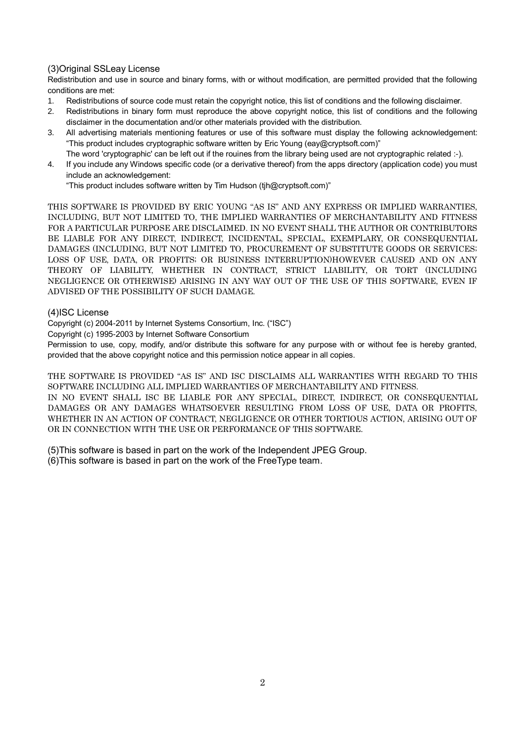### (3)Original SSLeay License

Redistribution and use in source and binary forms, with or without modification, are permitted provided that the following conditions are met:

1. Redistributions of source code must retain the copyright notice, this list of conditions and the following disclaimer.
2. Redistributions in binary form must reproduce the above copyright notice, this list of conditions and the following disclaimer in the documentation and/or other materials provided with the distribution.
3. All advertising materials mentioning features or use of this software must display the following acknowledgement: "This product includes cryptographic software written by Eric Young (eay@cryptsoft.com)"
   The word 'cryptographic' can be left out if the rouines from the library being used are not cryptographic related :-).
4. If you include any Windows specific code (or a derivative thereof) from the apps directory (application code) you must include an acknowledgement:
   "This product includes software written by Tim Hudson (tjh@cryptsoft.com)"

THIS SOFTWARE IS PROVIDED BY ERIC YOUNG "AS IS" AND ANY EXPRESS OR IMPLIED WARRANTIES, INCLUDING, BUT NOT LIMITED TO, THE IMPLIED WARRANTIES OF MERCHANTABILITY AND FITNESS FOR A PARTICULAR PURPOSE ARE DISCLAIMED. IN NO EVENT SHALL THE AUTHOR OR CONTRIBUTORS BE LIABLE FOR ANY DIRECT, INDIRECT, INCIDENTAL, SPECIAL, EXEMPLARY, OR CONSEQUENTIAL DAMAGES (INCLUDING, BUT NOT LIMITED TO, PROCUREMENT OF SUBSTITUTE GOODS OR SERVICES; LOSS OF USE, DATA, OR PROFITS; OR BUSINESS INTERRUPTION)HOWEVER CAUSED AND ON ANY THEORY OF LIABILITY, WHETHER IN CONTRACT, STRICT LIABILITY, OR TORT (INCLUDING NEGLIGENCE OR OTHERWISE) ARISING IN ANY WAY OUT OF THE USE OF THIS SOFTWARE, EVEN IF ADVISED OF THE POSSIBILITY OF SUCH DAMAGE.

### (4)ISC License

Copyright (c) 2004-2011 by Internet Systems Consortium, Inc. ("ISC")

Copyright (c) 1995-2003 by Internet Software Consortium

Permission to use, copy, modify, and/or distribute this software for any purpose with or without fee is hereby granted, provided that the above copyright notice and this permission notice appear in all copies.

THE SOFTWARE IS PROVIDED "AS IS" AND ISC DISCLAIMS ALL WARRANTIES WITH REGARD TO THIS SOFTWARE INCLUDING ALL IMPLIED WARRANTIES OF MERCHANTABILITY AND FITNESS.
IN NO EVENT SHALL ISC BE LIABLE FOR ANY SPECIAL, DIRECT, INDIRECT, OR CONSEQUENTIAL DAMAGES OR ANY DAMAGES WHATSOEVER RESULTING FROM LOSS OF USE, DATA OR PROFITS, WHETHER IN AN ACTION OF CONTRACT, NEGLIGENCE OR OTHER TORTIOUS ACTION, ARISING OUT OF OR IN CONNECTION WITH THE USE OR PERFORMANCE OF THIS SOFTWARE.

(5)This software is based in part on the work of the Independent JPEG Group.
(6)This software is based in part on the work of the FreeType team.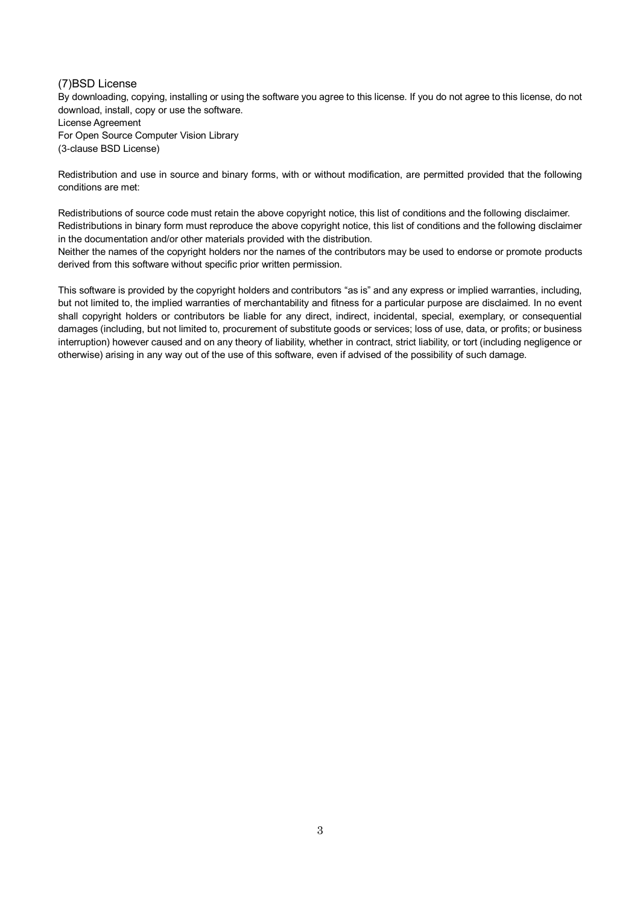## (7)BSD License

By downloading, copying, installing or using the software you agree to this license. If you do not agree to this license, do not download, install, copy or use the software.

License Agreement

For Open Source Computer Vision Library

(3-clause BSD License)

Redistribution and use in source and binary forms, with or without modification, are permitted provided that the following conditions are met:

Redistributions of source code must retain the above copyright notice, this list of conditions and the following disclaimer.

Redistributions in binary form must reproduce the above copyright notice, this list of conditions and the following disclaimer in the documentation and/or other materials provided with the distribution.

Neither the names of the copyright holders nor the names of the contributors may be used to endorse or promote products derived from this software without specific prior written permission.

This software is provided by the copyright holders and contributors “as is” and any express or implied warranties, including, but not limited to, the implied warranties of merchantability and fitness for a particular purpose are disclaimed. In no event shall copyright holders or contributors be liable for any direct, indirect, incidental, special, exemplary, or consequential damages (including, but not limited to, procurement of substitute goods or services; loss of use, data, or profits; or business interruption) however caused and on any theory of liability, whether in contract, strict liability, or tort (including negligence or otherwise) arising in any way out of the use of this software, even if advised of the possibility of such damage.